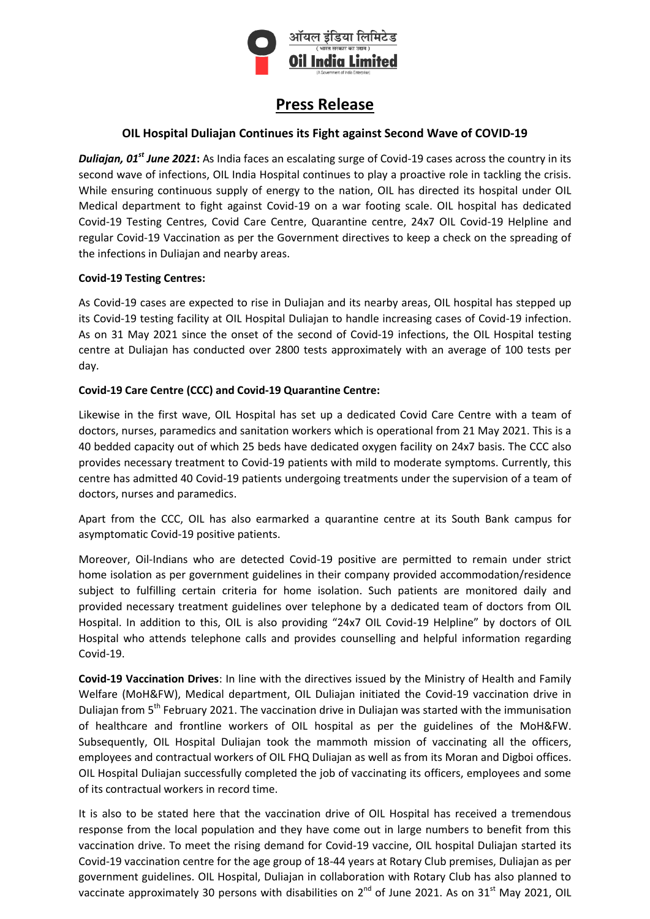# Press Release

## OIL Hospital Duliajan Continues its Fight against Second Wave of COVID-19

***Duliajan, 01st June 2021*:** As India faces an escalating surge of Covid-19 cases across the country in its second wave of infections, OIL India Hospital continues to play a proactive role in tackling the crisis. While ensuring continuous supply of energy to the nation, OIL has directed its hospital under OIL Medical department to fight against Covid-19 on a war footing scale. OIL hospital has dedicated Covid-19 Testing Centres, Covid Care Centre, Quarantine centre, 24x7 OIL Covid-19 Helpline and regular Covid-19 Vaccination as per the Government directives to keep a check on the spreading of the infections in Duliajan and nearby areas.

**Covid-19 Testing Centres:**

As Covid-19 cases are expected to rise in Duliajan and its nearby areas, OIL hospital has stepped up its Covid-19 testing facility at OIL Hospital Duliajan to handle increasing cases of Covid-19 infection. As on 31 May 2021 since the onset of the second of Covid-19 infections, the OIL Hospital testing centre at Duliajan has conducted over 2800 tests approximately with an average of 100 tests per day.

**Covid-19 Care Centre (CCC) and Covid-19 Quarantine Centre:**

Likewise in the first wave, OIL Hospital has set up a dedicated Covid Care Centre with a team of doctors, nurses, paramedics and sanitation workers which is operational from 21 May 2021. This is a 40 bedded capacity out of which 25 beds have dedicated oxygen facility on 24x7 basis. The CCC also provides necessary treatment to Covid-19 patients with mild to moderate symptoms. Currently, this centre has admitted 40 Covid-19 patients undergoing treatments under the supervision of a team of doctors, nurses and paramedics.

Apart from the CCC, OIL has also earmarked a quarantine centre at its South Bank campus for asymptomatic Covid-19 positive patients.

Moreover, Oil-Indians who are detected Covid-19 positive are permitted to remain under strict home isolation as per government guidelines in their company provided accommodation/residence subject to fulfilling certain criteria for home isolation. Such patients are monitored daily and provided necessary treatment guidelines over telephone by a dedicated team of doctors from OIL Hospital. In addition to this, OIL is also providing "24x7 OIL Covid-19 Helpline" by doctors of OIL Hospital who attends telephone calls and provides counselling and helpful information regarding Covid-19.

**Covid-19 Vaccination Drives**: In line with the directives issued by the Ministry of Health and Family Welfare (MoH&FW), Medical department, OIL Duliajan initiated the Covid-19 vaccination drive in Duliajan from 5th February 2021. The vaccination drive in Duliajan was started with the immunisation of healthcare and frontline workers of OIL hospital as per the guidelines of the MoH&FW. Subsequently, OIL Hospital Duliajan took the mammoth mission of vaccinating all the officers, employees and contractual workers of OIL FHQ Duliajan as well as from its Moran and Digboi offices. OIL Hospital Duliajan successfully completed the job of vaccinating its officers, employees and some of its contractual workers in record time.

It is also to be stated here that the vaccination drive of OIL Hospital has received a tremendous response from the local population and they have come out in large numbers to benefit from this vaccination drive. To meet the rising demand for Covid-19 vaccine, OIL hospital Duliajan started its Covid-19 vaccination centre for the age group of 18-44 years at Rotary Club premises, Duliajan as per government guidelines. OIL Hospital, Duliajan in collaboration with Rotary Club has also planned to vaccinate approximately 30 persons with disabilities on 2nd of June 2021. As on 31st May 2021, OIL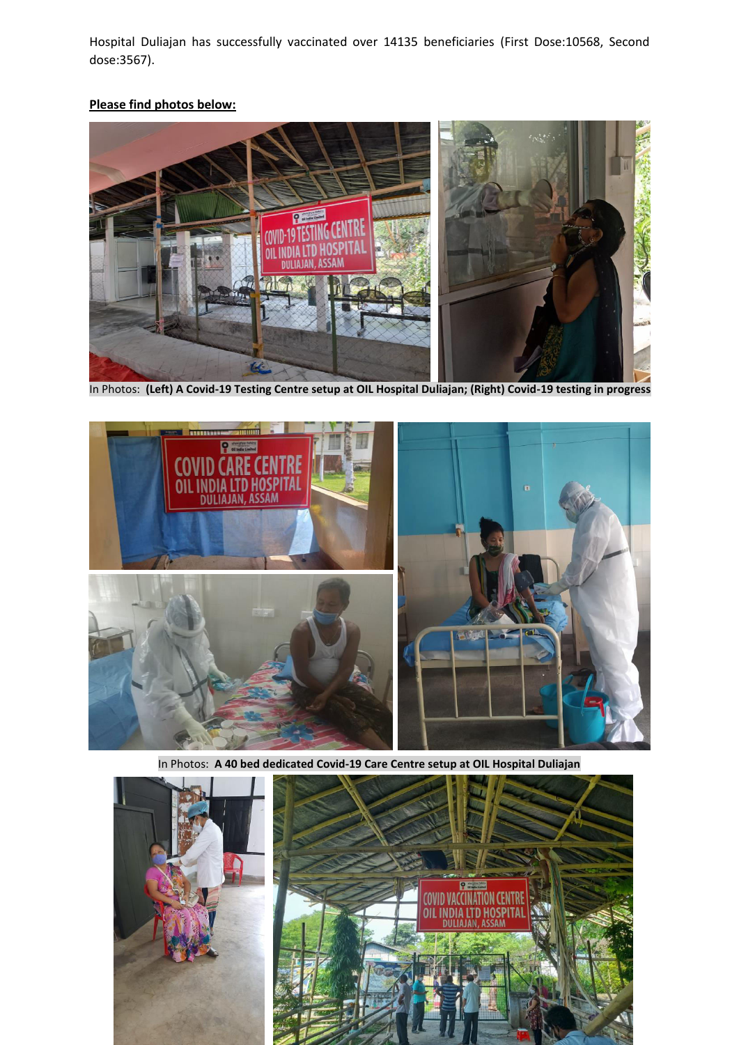Hospital Duliajan has successfully vaccinated over 14135 beneficiaries (First Dose:10568, Second dose:3567).

**Please find photos below:**

In Photos: **(Left) A Covid-19 Testing Centre setup at OIL Hospital Duliajan; (Right) Covid-19 testing in progress**

In Photos: **A 40 bed dedicated Covid-19 Care Centre setup at OIL Hospital Duliajan**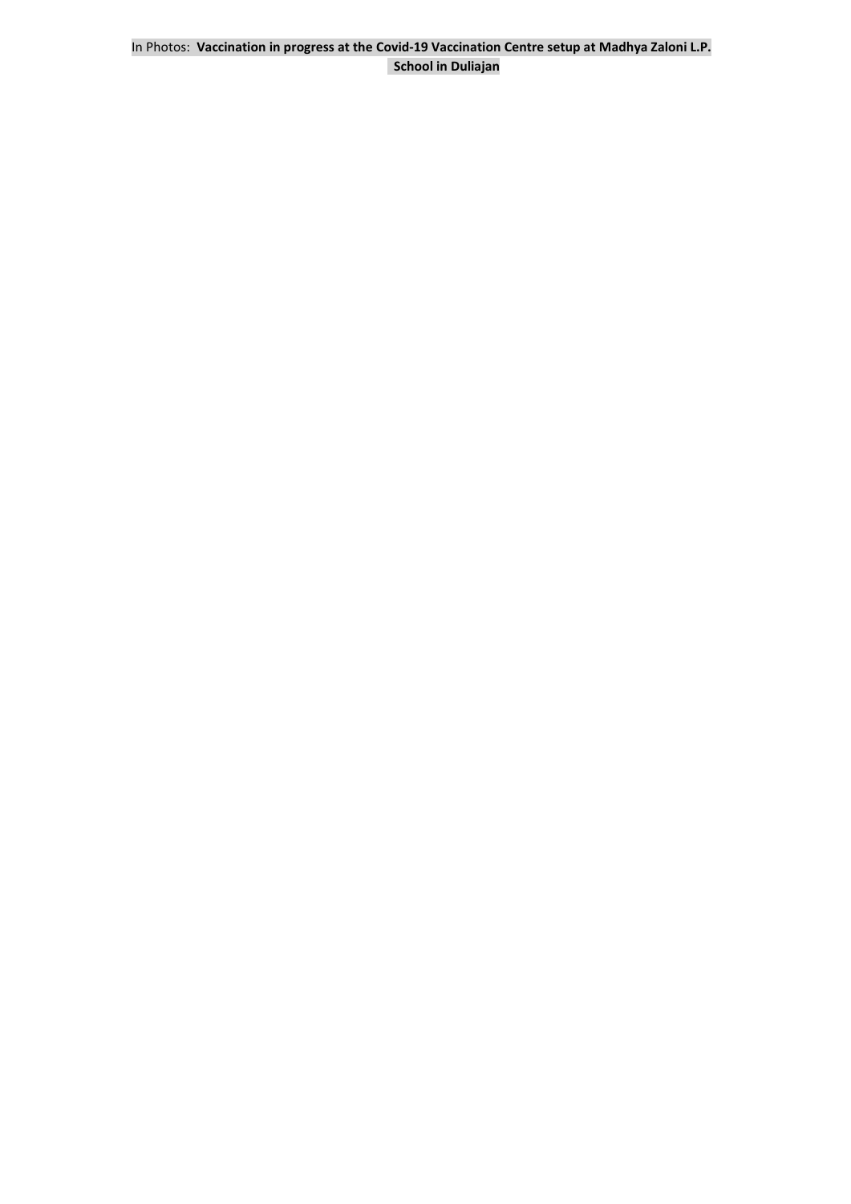In Photos: **Vaccination in progress at the Covid-19 Vaccination Centre setup at Madhya Zaloni L.P. School in Duliajan**